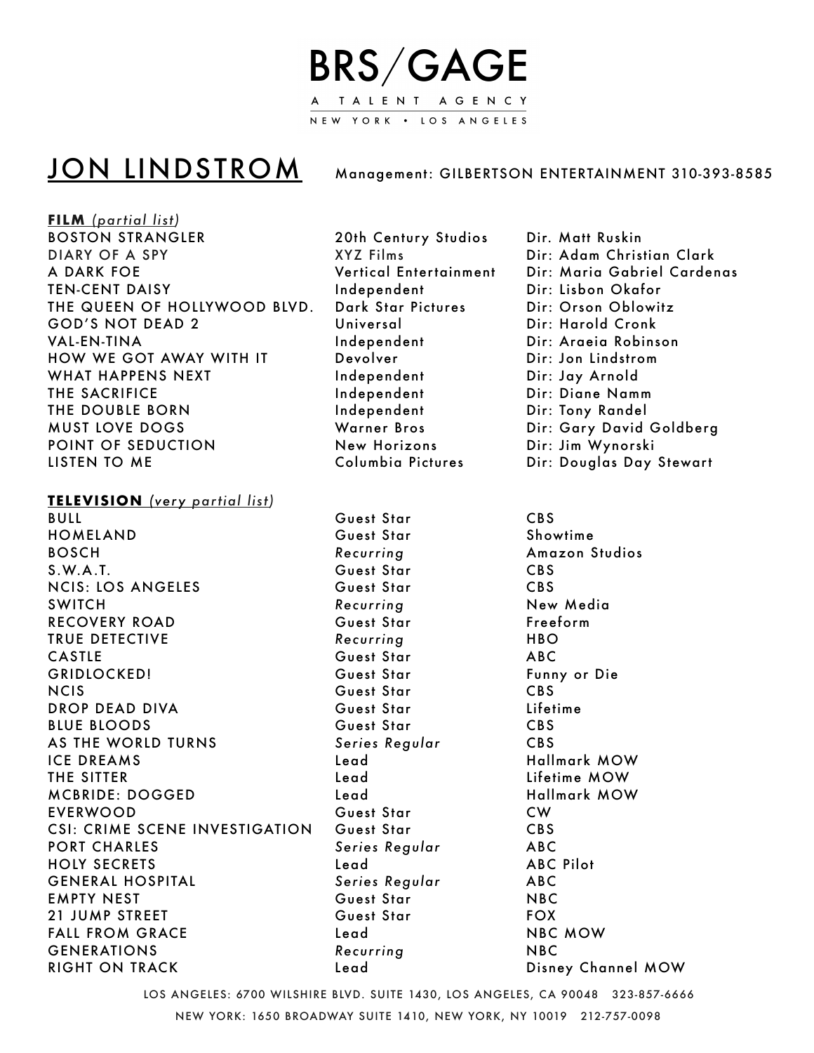# BRS/GAGE

A TALENT AGENCY

NEW YORK • LOS ANGELES

## JON LINDSTROM

Management: GILBERTSON ENTERTAINMENT 310-393-8585

**FILM** *(partial list)*

| | | |
|---|---|---|
| BOSTON STRANGLER | 20th Century Studios | Dir. Matt Ruskin |
| DIARY OF A SPY | XYZ Films | Dir: Adam Christian Clark |
| A DARK FOE | Vertical Entertainment | Dir: Maria Gabriel Cardenas |
| TEN-CENT DAISY | Independent | Dir: Lisbon Okafor |
| THE QUEEN OF HOLLYWOOD BLVD. | Dark Star Pictures | Dir: Orson Oblowitz |
| GOD'S NOT DEAD 2 | Universal | Dir: Harold Cronk |
| VAL-EN-TINA | Independent | Dir: Araeia Robinson |
| HOW WE GOT AWAY WITH IT | Devolver | Dir: Jon Lindstrom |
| WHAT HAPPENS NEXT | Independent | Dir: Jay Arnold |
| THE SACRIFICE | Independent | Dir: Diane Namm |
| THE DOUBLE BORN | Independent | Dir: Tony Randel |
| MUST LOVE DOGS | Warner Bros | Dir: Gary David Goldberg |
| POINT OF SEDUCTION | New Horizons | Dir: Jim Wynorski |
| LISTEN TO ME | Columbia Pictures | Dir: Douglas Day Stewart |

**TELEVISION** *(very partial list)*

| | | |
|---|---|---|
| BULL | Guest Star | CBS |
| HOMELAND | Guest Star | Showtime |
| BOSCH | *Recurring* | Amazon Studios |
| S.W.A.T. | Guest Star | CBS |
| NCIS: LOS ANGELES | Guest Star | CBS |
| SWITCH | *Recurring* | New Media |
| RECOVERY ROAD | Guest Star | Freeform |
| TRUE DETECTIVE | *Recurring* | HBO |
| CASTLE | Guest Star | ABC |
| GRIDLOCKED! | Guest Star | Funny or Die |
| NCIS | Guest Star | CBS |
| DROP DEAD DIVA | Guest Star | Lifetime |
| BLUE BLOODS | Guest Star | CBS |
| AS THE WORLD TURNS | *Series Regular* | CBS |
| ICE DREAMS | Lead | Hallmark MOW |
| THE SITTER | Lead | Lifetime MOW |
| MCBRIDE: DOGGED | Lead | Hallmark MOW |
| EVERWOOD | Guest Star | CW |
| CSI: CRIME SCENE INVESTIGATION | Guest Star | CBS |
| PORT CHARLES | *Series Regular* | ABC |
| HOLY SECRETS | Lead | ABC Pilot |
| GENERAL HOSPITAL | *Series Regular* | ABC |
| EMPTY NEST | Guest Star | NBC |
| 21 JUMP STREET | Guest Star | FOX |
| FALL FROM GRACE | Lead | NBC MOW |
| GENERATIONS | *Recurring* | NBC |
| RIGHT ON TRACK | Lead | Disney Channel MOW |

LOS ANGELES: 6700 WILSHIRE BLVD. SUITE 1430, LOS ANGELES, CA 90048 323-857-6666

NEW YORK: 1650 BROADWAY SUITE 1410, NEW YORK, NY 10019 212-757-0098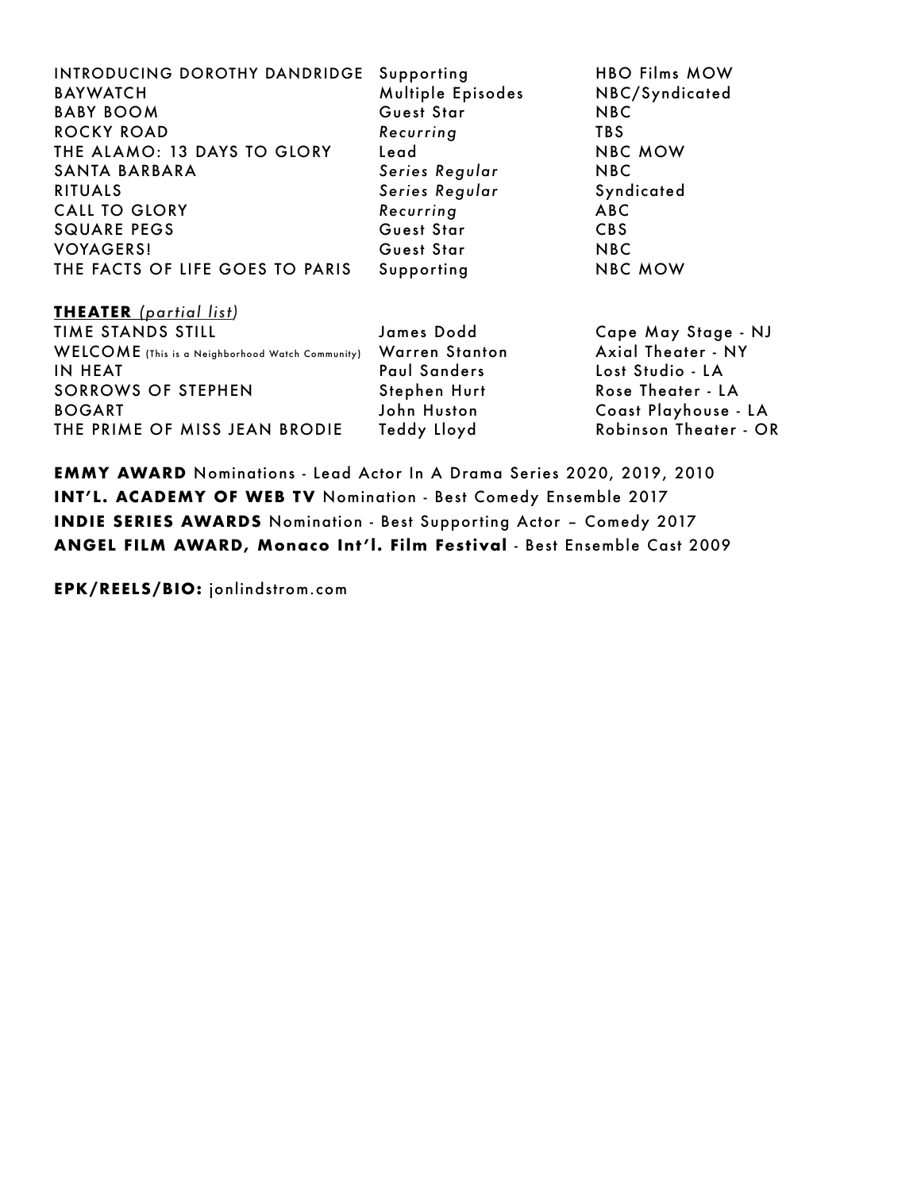| | | |
|---|---|---|
| INTRODUCING DOROTHY DANDRIDGE | Supporting | HBO Films MOW |
| BAYWATCH | Multiple Episodes | NBC/Syndicated |
| BABY BOOM | Guest Star | NBC |
| ROCKY ROAD | *Recurring* | TBS |
| THE ALAMO: 13 DAYS TO GLORY | Lead | NBC MOW |
| SANTA BARBARA | *Series Regular* | NBC |
| RITUALS | *Series Regular* | Syndicated |
| CALL TO GLORY | *Recurring* | ABC |
| SQUARE PEGS | Guest Star | CBS |
| VOYAGERS! | Guest Star | NBC |
| THE FACTS OF LIFE GOES TO PARIS | Supporting | NBC MOW |

**THEATER** *(partial list)*

| | | |
|---|---|---|
| TIME STANDS STILL | James Dodd | Cape May Stage - NJ |
| WELCOME (This is a Neighborhood Watch Community) | Warren Stanton | Axial Theater - NY |
| IN HEAT | Paul Sanders | Lost Studio - LA |
| SORROWS OF STEPHEN | Stephen Hurt | Rose Theater - LA |
| BOGART | John Huston | Coast Playhouse - LA |
| THE PRIME OF MISS JEAN BRODIE | Teddy Lloyd | Robinson Theater - OR |

**EMMY AWARD** Nominations - Lead Actor In A Drama Series 2020, 2019, 2010
**INT'L. ACADEMY OF WEB TV** Nomination - Best Comedy Ensemble 2017
**INDIE SERIES AWARDS** Nomination - Best Supporting Actor – Comedy 2017
**ANGEL FILM AWARD, Monaco Int'l. Film Festival** - Best Ensemble Cast 2009

**EPK/REELS/BIO:** jonlindstrom.com